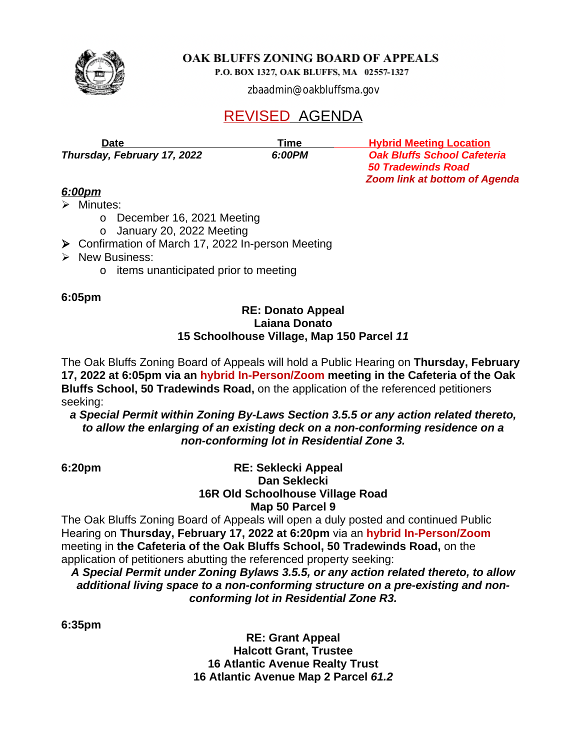# OAK BLUFFS ZONING BOARD OF APPEALS

P.O. BOX 1327, OAK BLUFFS, MA 02557-1327

zbaadmin@oakbluffsma.gov

## REVISED AGENDA

| Date | Time | Hybrid Meeting Location |
|---|---|---|
| ***Thursday, February 17, 2022*** | ***6:00PM*** | ***Oak Bluffs School Cafeteria*** ***50 Tradewinds Road*** ***Zoom link at bottom of Agenda*** |

***6:00pm***

- Minutes:
  - December 16, 2021 Meeting
  - January 20, 2022 Meeting
- Confirmation of March 17, 2022 In-person Meeting
- New Business:
  - items unanticipated prior to meeting

**6:05pm**

**RE: Donato Appeal**
**Laiana Donato**
**15 Schoolhouse Village, Map 150 Parcel *11***

The Oak Bluffs Zoning Board of Appeals will hold a Public Hearing on **Thursday, February 17, 2022 at 6:05pm via an hybrid In-Person/Zoom meeting in the Cafeteria of the Oak Bluffs School, 50 Tradewinds Road,** on the application of the referenced petitioners seeking:

***a Special Permit within Zoning By-Laws Section 3.5.5 or any action related thereto, to allow the enlarging of an existing deck on a non-conforming residence on a non-conforming lot in Residential Zone 3.***

**6:20pm**

**RE: Seklecki Appeal**
**Dan Seklecki**
**16R Old Schoolhouse Village Road**
**Map 50 Parcel 9**

The Oak Bluffs Zoning Board of Appeals will open a duly posted and continued Public Hearing on **Thursday, February 17, 2022 at 6:20pm** via an **hybrid In-Person/Zoom** meeting in **the Cafeteria of the Oak Bluffs School, 50 Tradewinds Road,** on the application of petitioners abutting the referenced property seeking:

***A Special Permit under Zoning Bylaws 3.5.5, or any action related thereto, to allow additional living space to a non-conforming structure on a pre-existing and non-conforming lot in Residential Zone R3.***

**6:35pm**

**RE: Grant Appeal**
**Halcott Grant, Trustee**
**16 Atlantic Avenue Realty Trust**
**16 Atlantic Avenue Map 2 Parcel *61.2***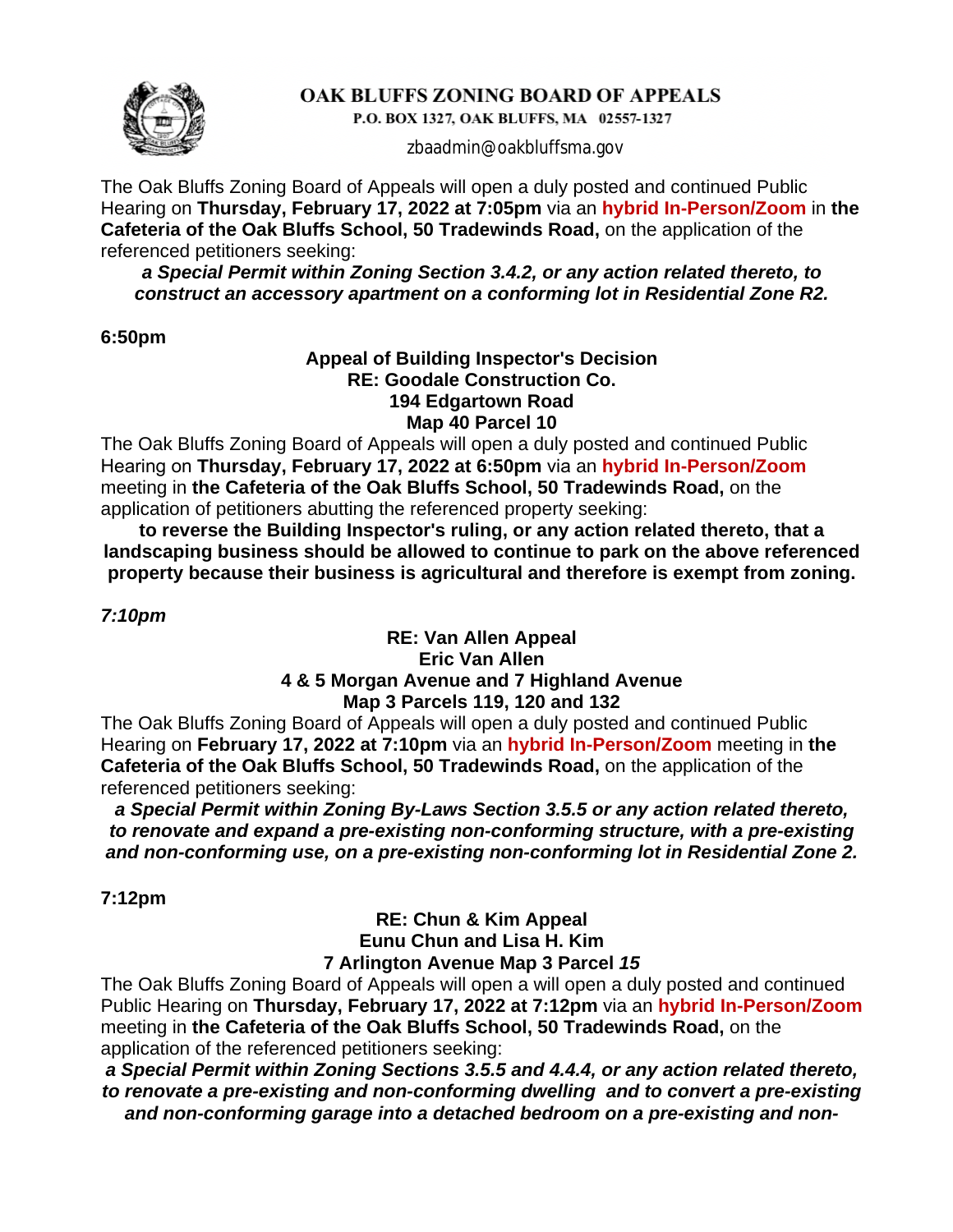# OAK BLUFFS ZONING BOARD OF APPEALS

P.O. BOX 1327, OAK BLUFFS, MA 02557-1327

zbaadmin@oakbluffsma.gov

The Oak Bluffs Zoning Board of Appeals will open a duly posted and continued Public Hearing on **Thursday, February 17, 2022 at 7:05pm** via an **hybrid In-Person/Zoom** in **the Cafeteria of the Oak Bluffs School, 50 Tradewinds Road,** on the application of the referenced petitioners seeking:

***a Special Permit within Zoning Section 3.4.2, or any action related thereto, to construct an accessory apartment on a conforming lot in Residential Zone R2.***

**6:50pm**

**Appeal of Building Inspector's Decision**
**RE: Goodale Construction Co.**
**194 Edgartown Road**
**Map 40 Parcel 10**

The Oak Bluffs Zoning Board of Appeals will open a duly posted and continued Public Hearing on **Thursday, February 17, 2022 at 6:50pm** via an **hybrid In-Person/Zoom** meeting in **the Cafeteria of the Oak Bluffs School, 50 Tradewinds Road,** on the application of petitioners abutting the referenced property seeking:

**to reverse the Building Inspector's ruling, or any action related thereto, that a landscaping business should be allowed to continue to park on the above referenced property because their business is agricultural and therefore is exempt from zoning.**

***7:10pm***

**RE: Van Allen Appeal**
**Eric Van Allen**
**4 & 5 Morgan Avenue and 7 Highland Avenue**
**Map 3 Parcels 119, 120 and 132**

The Oak Bluffs Zoning Board of Appeals will open a duly posted and continued Public Hearing on **February 17, 2022 at 7:10pm** via an **hybrid In-Person/Zoom** meeting in **the Cafeteria of the Oak Bluffs School, 50 Tradewinds Road,** on the application of the referenced petitioners seeking:

***a Special Permit within Zoning By-Laws Section 3.5.5 or any action related thereto, to renovate and expand a pre-existing non-conforming structure, with a pre-existing and non-conforming use, on a pre-existing non-conforming lot in Residential Zone 2.***

**7:12pm**

**RE: Chun & Kim Appeal**
**Eunu Chun and Lisa H. Kim**
**7 Arlington Avenue Map 3 Parcel *15***

The Oak Bluffs Zoning Board of Appeals will open a will open a duly posted and continued Public Hearing on **Thursday, February 17, 2022 at 7:12pm** via an **hybrid In-Person/Zoom** meeting in **the Cafeteria of the Oak Bluffs School, 50 Tradewinds Road,** on the application of the referenced petitioners seeking:

***a Special Permit within Zoning Sections 3.5.5 and 4.4.4, or any action related thereto, to renovate a pre-existing and non-conforming dwelling and to convert a pre-existing and non-conforming garage into a detached bedroom on a pre-existing and non-***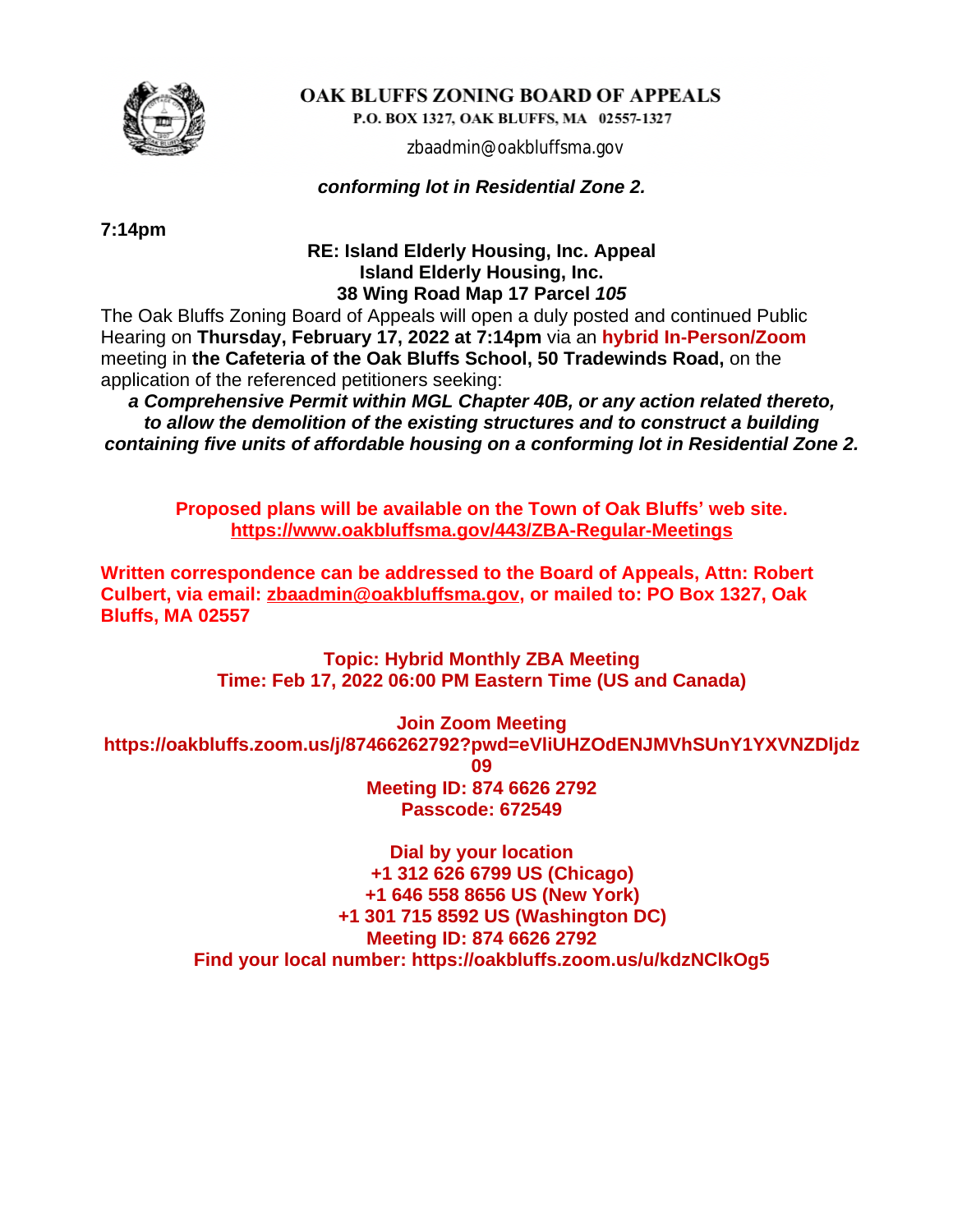# OAK BLUFFS ZONING BOARD OF APPEALS

P.O. BOX 1327, OAK BLUFFS, MA 02557-1327

zbaadmin@oakbluffsma.gov

***conforming lot in Residential Zone 2.***

**7:14pm**

**RE: Island Elderly Housing, Inc. Appeal**
**Island Elderly Housing, Inc.**
**38 Wing Road Map 17 Parcel *105***

The Oak Bluffs Zoning Board of Appeals will open a duly posted and continued Public Hearing on **Thursday, February 17, 2022 at 7:14pm** via an **hybrid In-Person/Zoom** meeting in **the Cafeteria of the Oak Bluffs School, 50 Tradewinds Road,** on the application of the referenced petitioners seeking:

***a Comprehensive Permit within MGL Chapter 40B, or any action related thereto, to allow the demolition of the existing structures and to construct a building containing five units of affordable housing on a conforming lot in Residential Zone 2.***

**Proposed plans will be available on the Town of Oak Bluffs' web site.**
**https://www.oakbluffsma.gov/443/ZBA-Regular-Meetings**

**Written correspondence can be addressed to the Board of Appeals, Attn: Robert Culbert, via email: zbaadmin@oakbluffsma.gov, or mailed to: PO Box 1327, Oak Bluffs, MA 02557**

**Topic: Hybrid Monthly ZBA Meeting**
**Time: Feb 17, 2022 06:00 PM Eastern Time (US and Canada)**

**Join Zoom Meeting**
**https://oakbluffs.zoom.us/j/87466262792?pwd=eVliUHZOdENJMVhSUnY1YXVNZDljdz09**
**Meeting ID: 874 6626 2792**
**Passcode: 672549**

**Dial by your location**
**+1 312 626 6799 US (Chicago)**
**+1 646 558 8656 US (New York)**
**+1 301 715 8592 US (Washington DC)**
**Meeting ID: 874 6626 2792**
**Find your local number: https://oakbluffs.zoom.us/u/kdzNClkOg5**